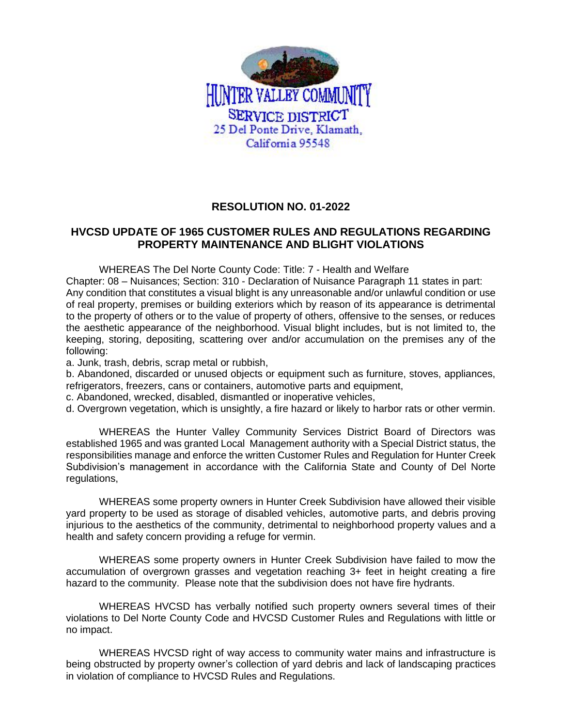HUNTER VALLEY COMMUNITY
SERVICE DISTRICT
25 Del Ponte Drive, Klamath,
California 95548

## RESOLUTION NO. 01-2022

## HVCSD UPDATE OF 1965 CUSTOMER RULES AND REGULATIONS REGARDING PROPERTY MAINTENANCE AND BLIGHT VIOLATIONS

WHEREAS The Del Norte County Code: Title: 7 - Health and Welfare Chapter: 08 – Nuisances; Section: 310 - Declaration of Nuisance Paragraph 11 states in part: Any condition that constitutes a visual blight is any unreasonable and/or unlawful condition or use of real property, premises or building exteriors which by reason of its appearance is detrimental to the property of others or to the value of property of others, offensive to the senses, or reduces the aesthetic appearance of the neighborhood. Visual blight includes, but is not limited to, the keeping, storing, depositing, scattering over and/or accumulation on the premises any of the following:

a. Junk, trash, debris, scrap metal or rubbish,
b. Abandoned, discarded or unused objects or equipment such as furniture, stoves, appliances, refrigerators, freezers, cans or containers, automotive parts and equipment,
c. Abandoned, wrecked, disabled, dismantled or inoperative vehicles,
d. Overgrown vegetation, which is unsightly, a fire hazard or likely to harbor rats or other vermin.

WHEREAS the Hunter Valley Community Services District Board of Directors was established 1965 and was granted Local Management authority with a Special District status, the responsibilities manage and enforce the written Customer Rules and Regulation for Hunter Creek Subdivision's management in accordance with the California State and County of Del Norte regulations,

WHEREAS some property owners in Hunter Creek Subdivision have allowed their visible yard property to be used as storage of disabled vehicles, automotive parts, and debris proving injurious to the aesthetics of the community, detrimental to neighborhood property values and a health and safety concern providing a refuge for vermin.

WHEREAS some property owners in Hunter Creek Subdivision have failed to mow the accumulation of overgrown grasses and vegetation reaching 3+ feet in height creating a fire hazard to the community. Please note that the subdivision does not have fire hydrants.

WHEREAS HVCSD has verbally notified such property owners several times of their violations to Del Norte County Code and HVCSD Customer Rules and Regulations with little or no impact.

WHEREAS HVCSD right of way access to community water mains and infrastructure is being obstructed by property owner's collection of yard debris and lack of landscaping practices in violation of compliance to HVCSD Rules and Regulations.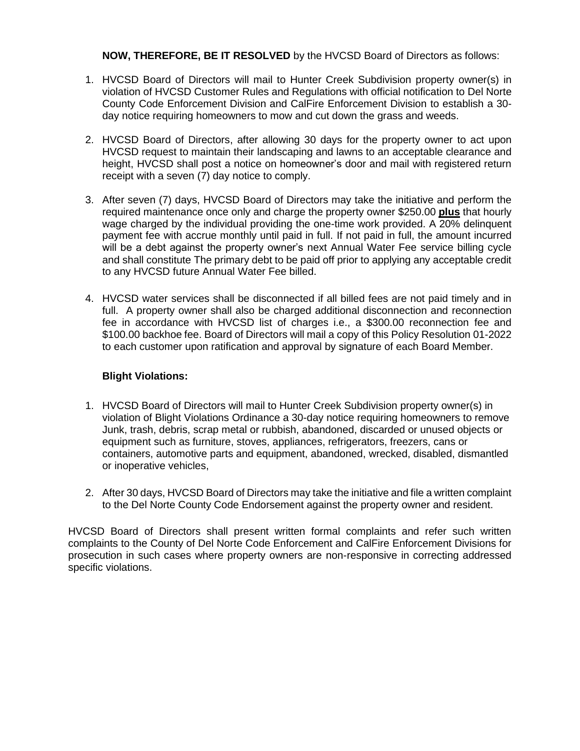**NOW, THEREFORE, BE IT RESOLVED** by the HVCSD Board of Directors as follows:

1. HVCSD Board of Directors will mail to Hunter Creek Subdivision property owner(s) in violation of HVCSD Customer Rules and Regulations with official notification to Del Norte County Code Enforcement Division and CalFire Enforcement Division to establish a 30-day notice requiring homeowners to mow and cut down the grass and weeds.

2. HVCSD Board of Directors, after allowing 30 days for the property owner to act upon HVCSD request to maintain their landscaping and lawns to an acceptable clearance and height, HVCSD shall post a notice on homeowner's door and mail with registered return receipt with a seven (7) day notice to comply.

3. After seven (7) days, HVCSD Board of Directors may take the initiative and perform the required maintenance once only and charge the property owner $250.00 **<u>plus</u>** that hourly wage charged by the individual providing the one-time work provided. A 20% delinquent payment fee with accrue monthly until paid in full. If not paid in full, the amount incurred will be a debt against the property owner's next Annual Water Fee service billing cycle and shall constitute The primary debt to be paid off prior to applying any acceptable credit to any HVCSD future Annual Water Fee billed.

4. HVCSD water services shall be disconnected if all billed fees are not paid timely and in full. A property owner shall also be charged additional disconnection and reconnection fee in accordance with HVCSD list of charges i.e., a $300.00 reconnection fee and $100.00 backhoe fee. Board of Directors will mail a copy of this Policy Resolution 01-2022 to each customer upon ratification and approval by signature of each Board Member.

**Blight Violations:**

1. HVCSD Board of Directors will mail to Hunter Creek Subdivision property owner(s) in violation of Blight Violations Ordinance a 30-day notice requiring homeowners to remove Junk, trash, debris, scrap metal or rubbish, abandoned, discarded or unused objects or equipment such as furniture, stoves, appliances, refrigerators, freezers, cans or containers, automotive parts and equipment, abandoned, wrecked, disabled, dismantled or inoperative vehicles,

2. After 30 days, HVCSD Board of Directors may take the initiative and file a written complaint to the Del Norte County Code Endorsement against the property owner and resident.

HVCSD Board of Directors shall present written formal complaints and refer such written complaints to the County of Del Norte Code Enforcement and CalFire Enforcement Divisions for prosecution in such cases where property owners are non-responsive in correcting addressed specific violations.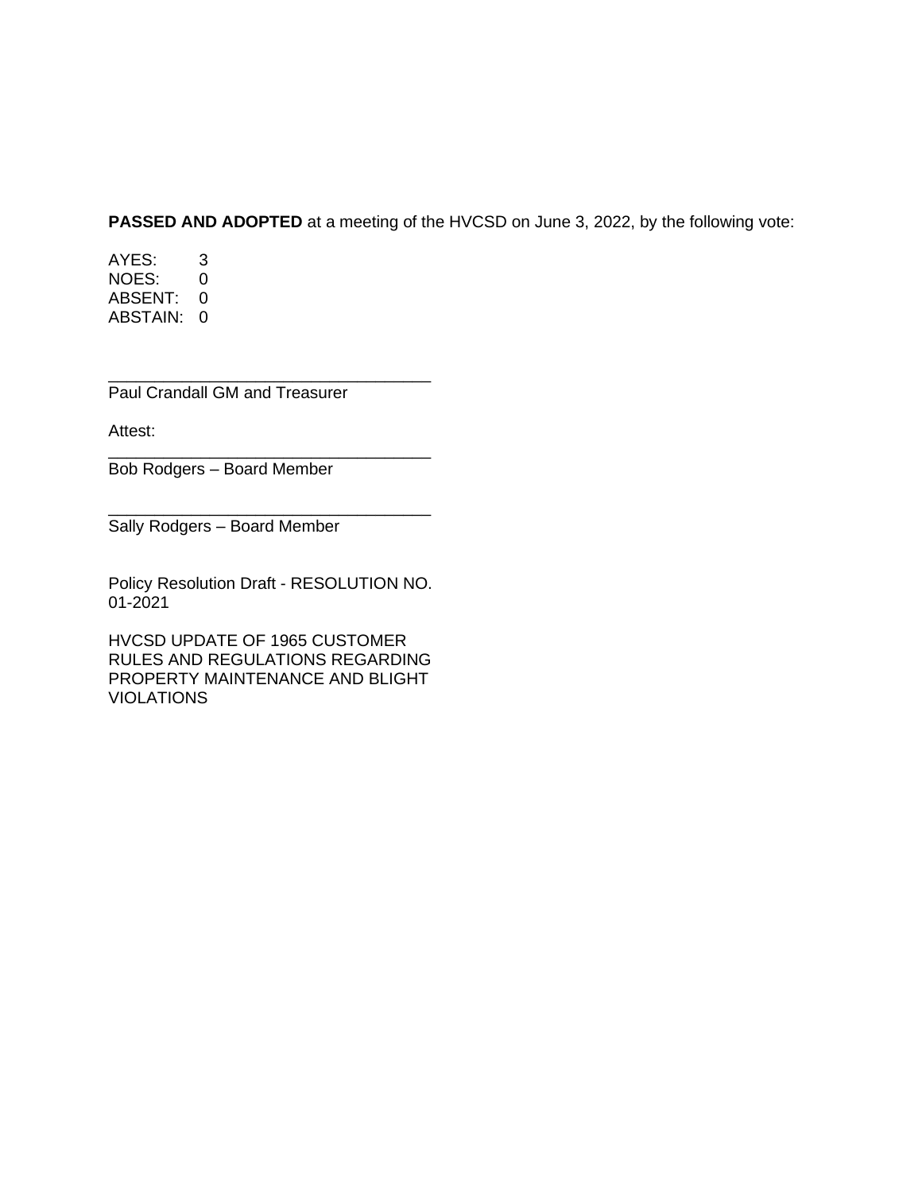**PASSED AND ADOPTED** at a meeting of the HVCSD on June 3, 2022, by the following vote:

AYES: 3
NOES: 0
ABSENT: 0
ABSTAIN: 0

___________________________________
Paul Crandall GM and Treasurer

Attest:
___________________________________
Bob Rodgers – Board Member

___________________________________
Sally Rodgers – Board Member

Policy Resolution Draft - RESOLUTION NO. 01-2021

HVCSD UPDATE OF 1965 CUSTOMER RULES AND REGULATIONS REGARDING PROPERTY MAINTENANCE AND BLIGHT VIOLATIONS